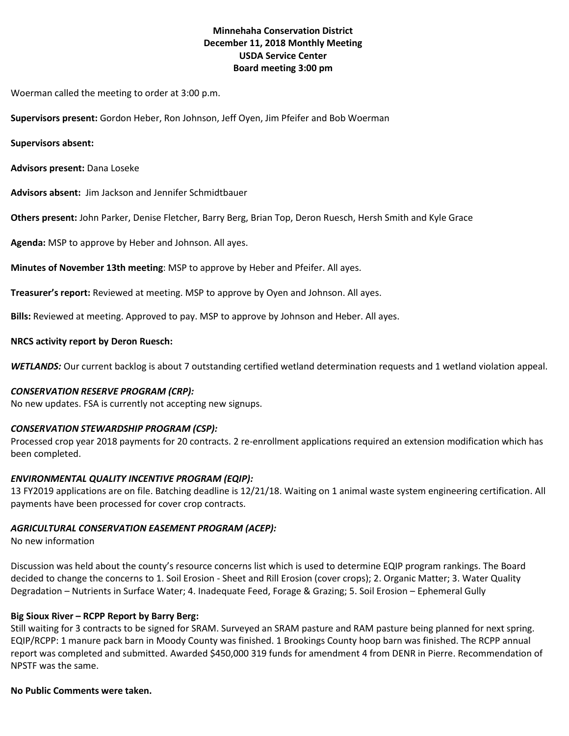**Minnehaha Conservation District**
**December 11, 2018 Monthly Meeting**
**USDA Service Center**
**Board meeting 3:00 pm**

Woerman called the meeting to order at 3:00 p.m.

**Supervisors present:** Gordon Heber, Ron Johnson, Jeff Oyen, Jim Pfeifer and Bob Woerman

**Supervisors absent:**

**Advisors present:** Dana Loseke

**Advisors absent:** Jim Jackson and Jennifer Schmidtbauer

**Others present:** John Parker, Denise Fletcher, Barry Berg, Brian Top, Deron Ruesch, Hersh Smith and Kyle Grace

**Agenda:** MSP to approve by Heber and Johnson. All ayes.

**Minutes of November 13th meeting**: MSP to approve by Heber and Pfeifer. All ayes.

**Treasurer's report:** Reviewed at meeting. MSP to approve by Oyen and Johnson. All ayes.

**Bills:** Reviewed at meeting. Approved to pay. MSP to approve by Johnson and Heber. All ayes.

**NRCS activity report by Deron Ruesch:**

***WETLANDS:*** Our current backlog is about 7 outstanding certified wetland determination requests and 1 wetland violation appeal.

***CONSERVATION RESERVE PROGRAM (CRP):***
No new updates. FSA is currently not accepting new signups.

***CONSERVATION STEWARDSHIP PROGRAM (CSP):***
Processed crop year 2018 payments for 20 contracts. 2 re-enrollment applications required an extension modification which has been completed.

***ENVIRONMENTAL QUALITY INCENTIVE PROGRAM (EQIP):***
13 FY2019 applications are on file. Batching deadline is 12/21/18. Waiting on 1 animal waste system engineering certification. All payments have been processed for cover crop contracts.

***AGRICULTURAL CONSERVATION EASEMENT PROGRAM (ACEP):***
No new information

Discussion was held about the county's resource concerns list which is used to determine EQIP program rankings. The Board decided to change the concerns to 1. Soil Erosion - Sheet and Rill Erosion (cover crops); 2. Organic Matter; 3. Water Quality Degradation – Nutrients in Surface Water; 4. Inadequate Feed, Forage & Grazing; 5. Soil Erosion – Ephemeral Gully

**Big Sioux River – RCPP Report by Barry Berg:**
Still waiting for 3 contracts to be signed for SRAM. Surveyed an SRAM pasture and RAM pasture being planned for next spring. EQIP/RCPP: 1 manure pack barn in Moody County was finished. 1 Brookings County hoop barn was finished. The RCPP annual report was completed and submitted. Awarded $450,000 319 funds for amendment 4 from DENR in Pierre. Recommendation of NPSTF was the same.

**No Public Comments were taken.**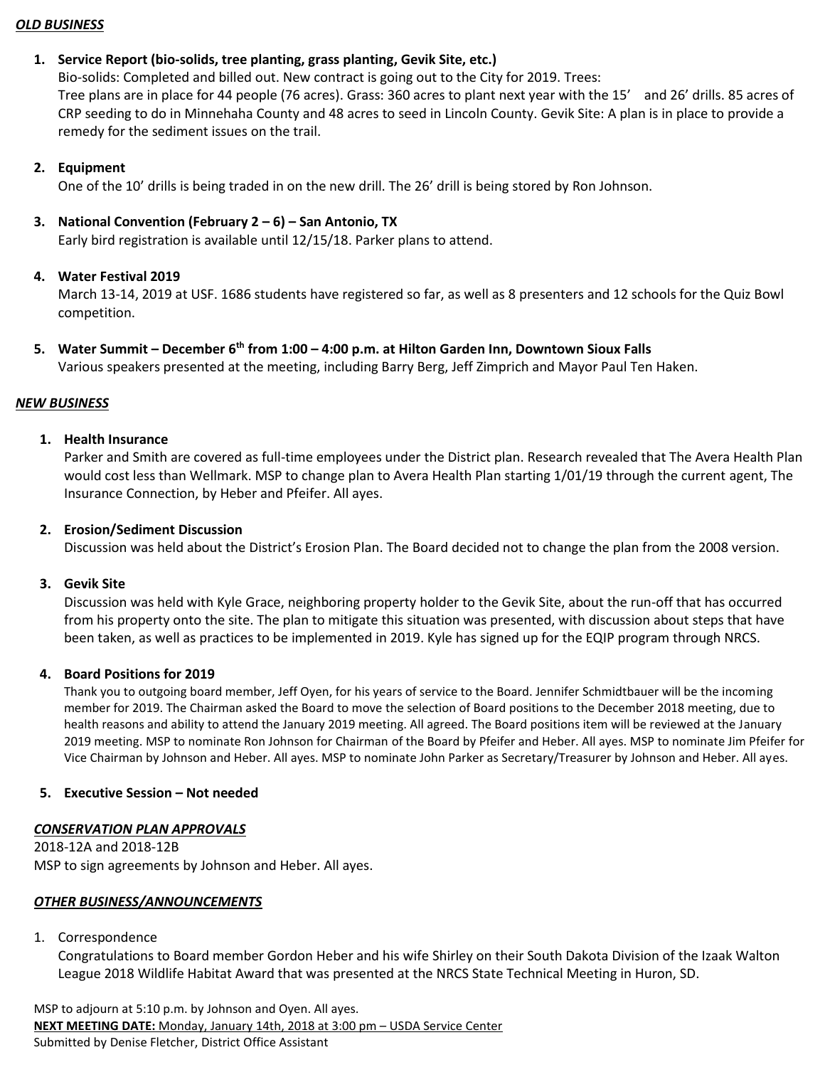***OLD BUSINESS***

1. **Service Report (bio-solids, tree planting, grass planting, Gevik Site, etc.)**
   Bio-solids: Completed and billed out. New contract is going out to the City for 2019. Trees:
   Tree plans are in place for 44 people (76 acres). Grass: 360 acres to plant next year with the 15' and 26' drills. 85 acres of CRP seeding to do in Minnehaha County and 48 acres to seed in Lincoln County. Gevik Site: A plan is in place to provide a remedy for the sediment issues on the trail.

2. **Equipment**
   One of the 10' drills is being traded in on the new drill. The 26' drill is being stored by Ron Johnson.

3. **National Convention (February 2 – 6) – San Antonio, TX**
   Early bird registration is available until 12/15/18. Parker plans to attend.

4. **Water Festival 2019**
   March 13-14, 2019 at USF. 1686 students have registered so far, as well as 8 presenters and 12 schools for the Quiz Bowl competition.

5. **Water Summit – December 6th from 1:00 – 4:00 p.m. at Hilton Garden Inn, Downtown Sioux Falls**
   Various speakers presented at the meeting, including Barry Berg, Jeff Zimprich and Mayor Paul Ten Haken.

***NEW BUSINESS***

1. **Health Insurance**
   Parker and Smith are covered as full-time employees under the District plan. Research revealed that The Avera Health Plan would cost less than Wellmark. MSP to change plan to Avera Health Plan starting 1/01/19 through the current agent, The Insurance Connection, by Heber and Pfeifer. All ayes.

2. **Erosion/Sediment Discussion**
   Discussion was held about the District's Erosion Plan. The Board decided not to change the plan from the 2008 version.

3. **Gevik Site**
   Discussion was held with Kyle Grace, neighboring property holder to the Gevik Site, about the run-off that has occurred from his property onto the site. The plan to mitigate this situation was presented, with discussion about steps that have been taken, as well as practices to be implemented in 2019. Kyle has signed up for the EQIP program through NRCS.

4. **Board Positions for 2019**
   Thank you to outgoing board member, Jeff Oyen, for his years of service to the Board. Jennifer Schmidtbauer will be the incoming member for 2019. The Chairman asked the Board to move the selection of Board positions to the December 2018 meeting, due to health reasons and ability to attend the January 2019 meeting. All agreed. The Board positions item will be reviewed at the January 2019 meeting. MSP to nominate Ron Johnson for Chairman of the Board by Pfeifer and Heber. All ayes. MSP to nominate Jim Pfeifer for Vice Chairman by Johnson and Heber. All ayes. MSP to nominate John Parker as Secretary/Treasurer by Johnson and Heber. All ayes.

5. **Executive Session – Not needed**

***CONSERVATION PLAN APPROVALS***

2018-12A and 2018-12B
MSP to sign agreements by Johnson and Heber. All ayes.

***OTHER BUSINESS/ANNOUNCEMENTS***

1. Correspondence
   Congratulations to Board member Gordon Heber and his wife Shirley on their South Dakota Division of the Izaak Walton League 2018 Wildlife Habitat Award that was presented at the NRCS State Technical Meeting in Huron, SD.

MSP to adjourn at 5:10 p.m. by Johnson and Oyen. All ayes.
**NEXT MEETING DATE:** Monday, January 14th, 2018 at 3:00 pm – USDA Service Center
Submitted by Denise Fletcher, District Office Assistant